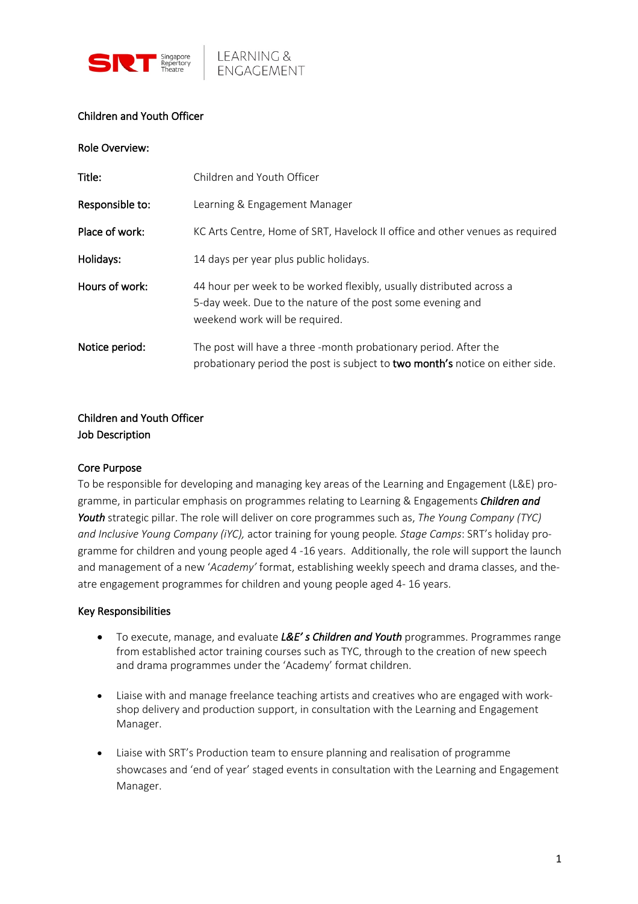SRT Singapore Repertory Theatre | LEARNING & ENGAGEMENT

## Children and Youth Officer

### Role Overview:

| | |
|---|---|
| **Title:** | Children and Youth Officer |
| **Responsible to:** | Learning & Engagement Manager |
| **Place of work:** | KC Arts Centre, Home of SRT, Havelock II office and other venues as required |
| **Holidays:** | 14 days per year plus public holidays. |
| **Hours of work:** | 44 hour per week to be worked flexibly, usually distributed across a 5-day week. Due to the nature of the post some evening and weekend work will be required. |
| **Notice period:** | The post will have a three -month probationary period. After the probationary period the post is subject to **two month's** notice on either side. |

## Children and Youth Officer
## Job Description

### Core Purpose

To be responsible for developing and managing key areas of the Learning and Engagement (L&E) programme, in particular emphasis on programmes relating to Learning & Engagements ***Children and Youth*** strategic pillar. The role will deliver on core programmes such as, *The Young Company (TYC) and Inclusive Young Company (iYC),* actor training for young people*. Stage Camps*: SRT's holiday programme for children and young people aged 4 -16 years. Additionally, the role will support the launch and management of a new '*Academy'* format, establishing weekly speech and drama classes, and theatre engagement programmes for children and young people aged 4- 16 years.

### Key Responsibilities

- To execute, manage, and evaluate ***L&E' s Children and Youth*** programmes. Programmes range from established actor training courses such as TYC, through to the creation of new speech and drama programmes under the 'Academy' format children.
- Liaise with and manage freelance teaching artists and creatives who are engaged with workshop delivery and production support, in consultation with the Learning and Engagement Manager.
- Liaise with SRT's Production team to ensure planning and realisation of programme showcases and 'end of year' staged events in consultation with the Learning and Engagement Manager.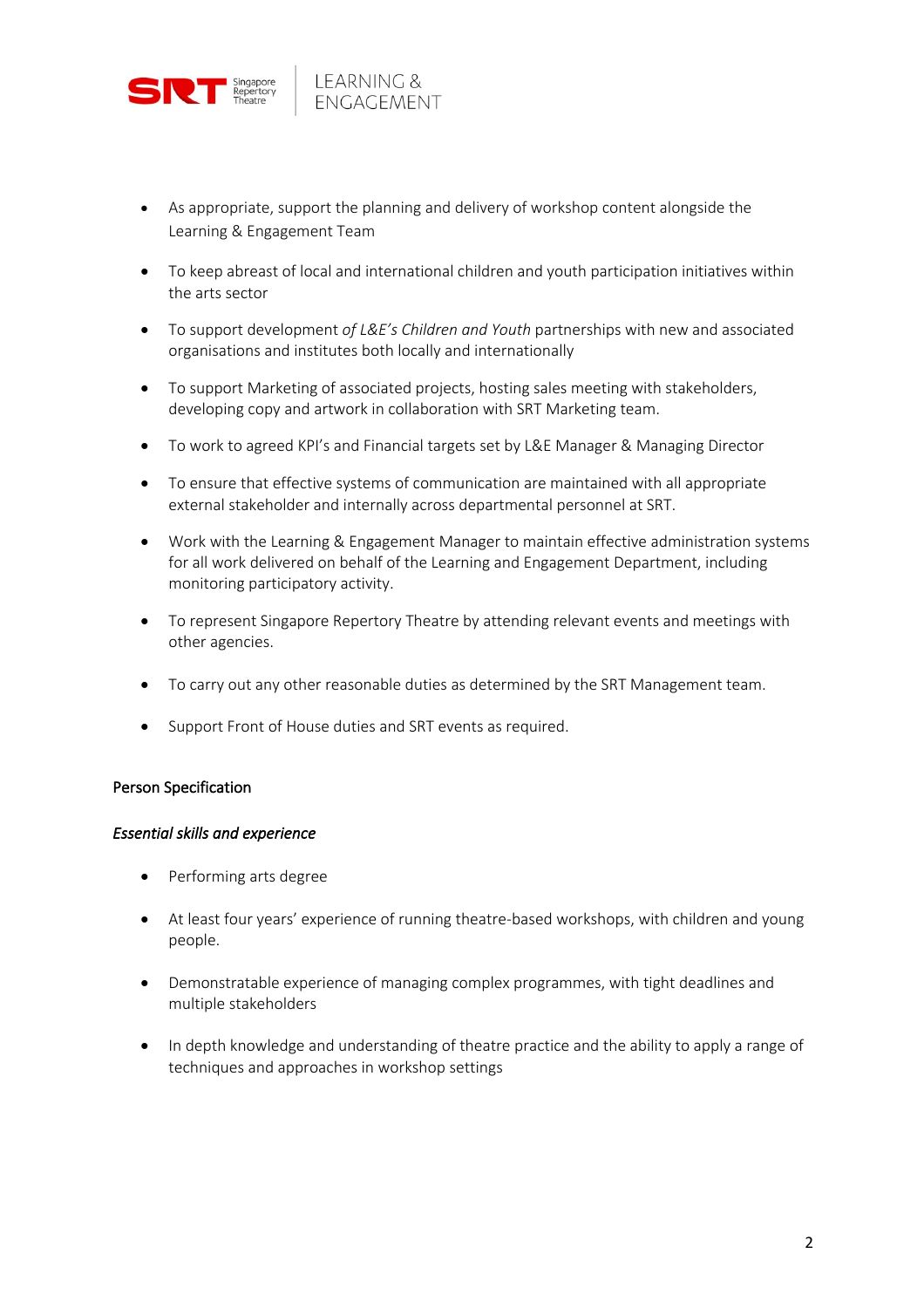- As appropriate, support the planning and delivery of workshop content alongside the Learning & Engagement Team
- To keep abreast of local and international children and youth participation initiatives within the arts sector
- To support development *of L&E's Children and Youth* partnerships with new and associated organisations and institutes both locally and internationally
- To support Marketing of associated projects, hosting sales meeting with stakeholders, developing copy and artwork in collaboration with SRT Marketing team.
- To work to agreed KPI's and Financial targets set by L&E Manager & Managing Director
- To ensure that effective systems of communication are maintained with all appropriate external stakeholder and internally across departmental personnel at SRT.
- Work with the Learning & Engagement Manager to maintain effective administration systems for all work delivered on behalf of the Learning and Engagement Department, including monitoring participatory activity.
- To represent Singapore Repertory Theatre by attending relevant events and meetings with other agencies.
- To carry out any other reasonable duties as determined by the SRT Management team.
- Support Front of House duties and SRT events as required.

## Person Specification

### *Essential skills and experience*

- Performing arts degree
- At least four years' experience of running theatre-based workshops, with children and young people.
- Demonstratable experience of managing complex programmes, with tight deadlines and multiple stakeholders
- In depth knowledge and understanding of theatre practice and the ability to apply a range of techniques and approaches in workshop settings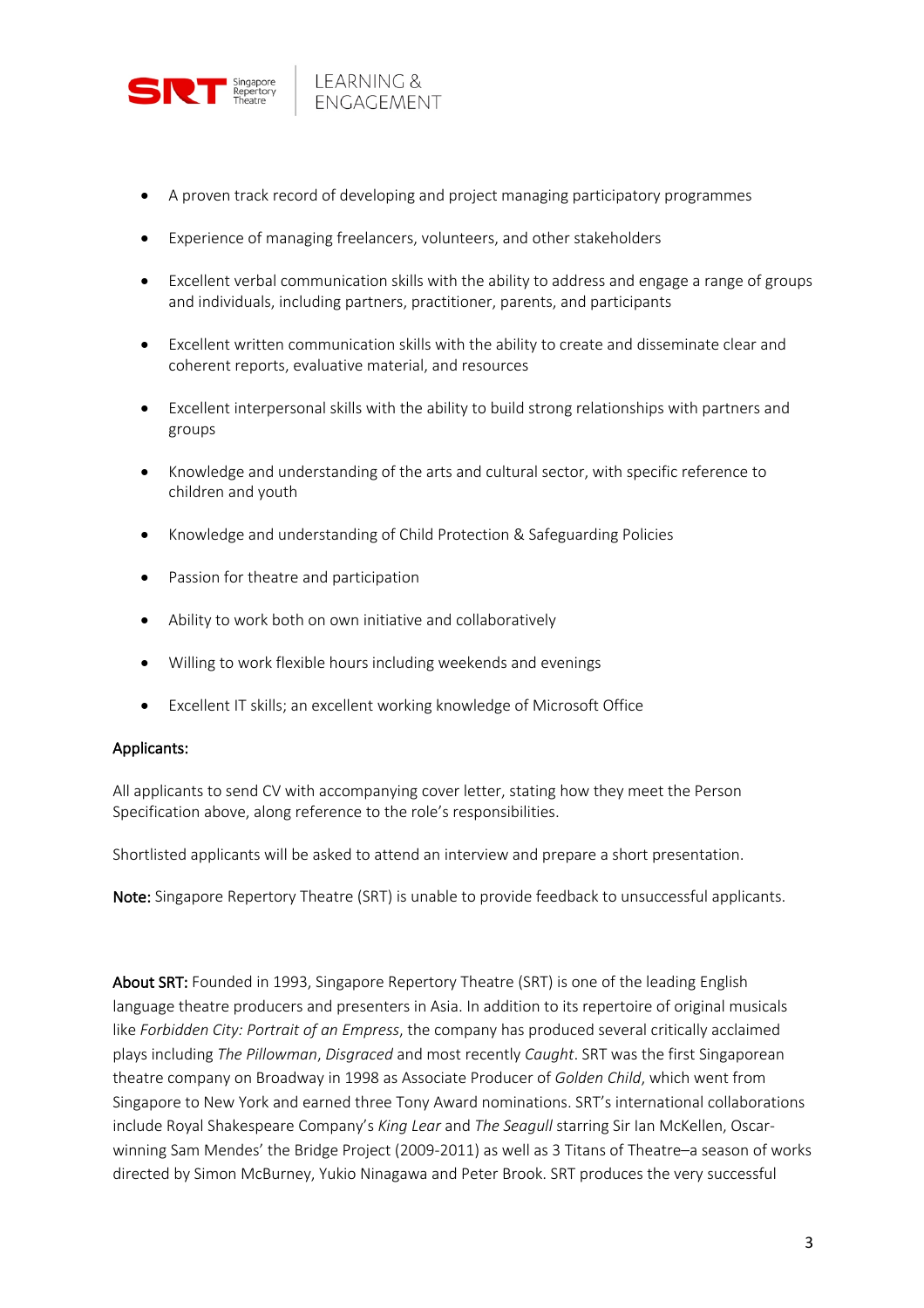- A proven track record of developing and project managing participatory programmes
- Experience of managing freelancers, volunteers, and other stakeholders
- Excellent verbal communication skills with the ability to address and engage a range of groups and individuals, including partners, practitioner, parents, and participants
- Excellent written communication skills with the ability to create and disseminate clear and coherent reports, evaluative material, and resources
- Excellent interpersonal skills with the ability to build strong relationships with partners and groups
- Knowledge and understanding of the arts and cultural sector, with specific reference to children and youth
- Knowledge and understanding of Child Protection & Safeguarding Policies
- Passion for theatre and participation
- Ability to work both on own initiative and collaboratively
- Willing to work flexible hours including weekends and evenings
- Excellent IT skills; an excellent working knowledge of Microsoft Office

**Applicants:**

All applicants to send CV with accompanying cover letter, stating how they meet the Person Specification above, along reference to the role's responsibilities.

Shortlisted applicants will be asked to attend an interview and prepare a short presentation.

**Note:** Singapore Repertory Theatre (SRT) is unable to provide feedback to unsuccessful applicants.

**About SRT:** Founded in 1993, Singapore Repertory Theatre (SRT) is one of the leading English language theatre producers and presenters in Asia. In addition to its repertoire of original musicals like *Forbidden City: Portrait of an Empress*, the company has produced several critically acclaimed plays including *The Pillowman*, *Disgraced* and most recently *Caught*. SRT was the first Singaporean theatre company on Broadway in 1998 as Associate Producer of *Golden Child*, which went from Singapore to New York and earned three Tony Award nominations. SRT's international collaborations include Royal Shakespeare Company's *King Lear* and *The Seagull* starring Sir Ian McKellen, Oscar-winning Sam Mendes' the Bridge Project (2009-2011) as well as 3 Titans of Theatre–a season of works directed by Simon McBurney, Yukio Ninagawa and Peter Brook. SRT produces the very successful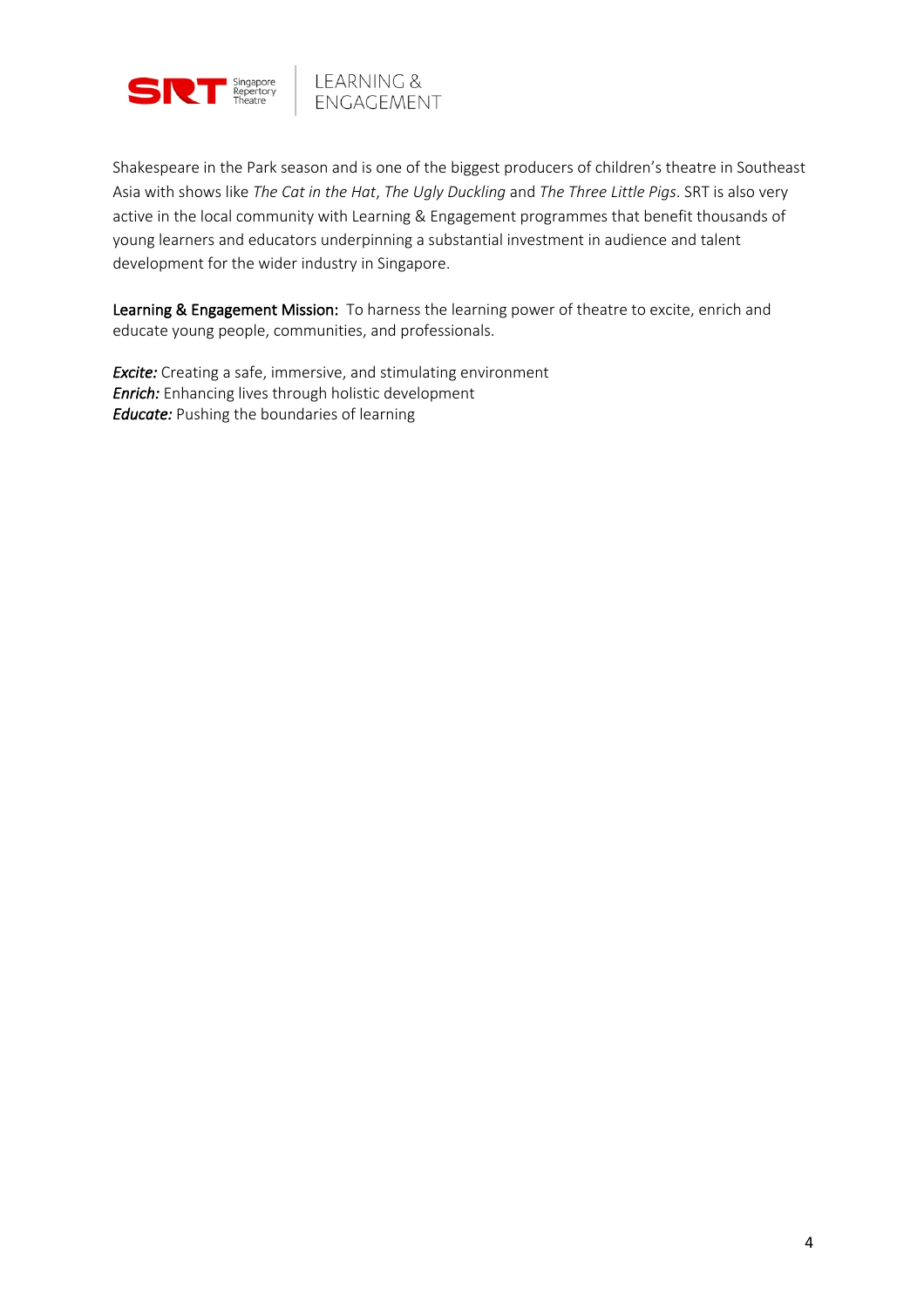Shakespeare in the Park season and is one of the biggest producers of children's theatre in Southeast Asia with shows like *The Cat in the Hat*, *The Ugly Duckling* and *The Three Little Pigs*. SRT is also very active in the local community with Learning & Engagement programmes that benefit thousands of young learners and educators underpinning a substantial investment in audience and talent development for the wider industry in Singapore.

**Learning & Engagement Mission:** To harness the learning power of theatre to excite, enrich and educate young people, communities, and professionals.

***Excite:*** Creating a safe, immersive, and stimulating environment
***Enrich:*** Enhancing lives through holistic development
***Educate:*** Pushing the boundaries of learning